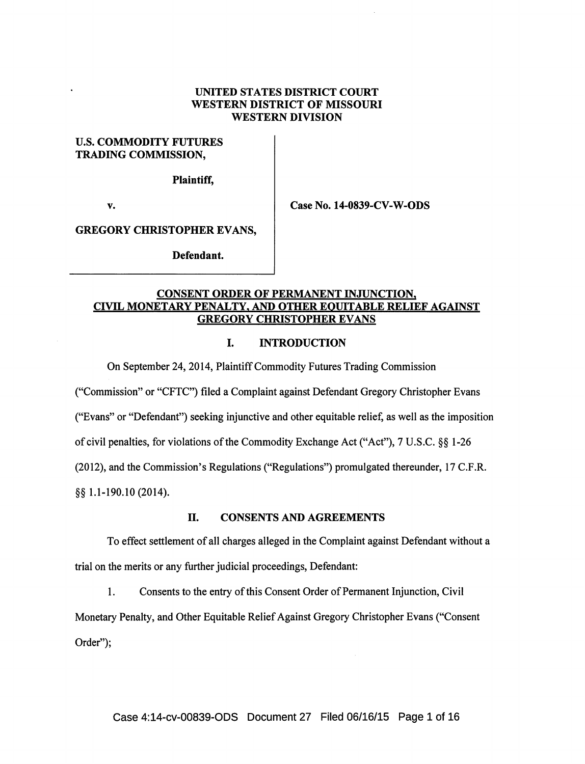**UNITED STATES DISTRICT COURT**
**WESTERN DISTRICT OF MISSOURI**
**WESTERN DIVISION**

| | |
|---|---|
| **U.S. COMMODITY FUTURES TRADING COMMISSION,** | |
| **Plaintiff,** | |
| **v.** | **Case No. 14-0839-CV-W-ODS** |
| **GREGORY CHRISTOPHER EVANS,** | |
| **Defendant.** | |

**CONSENT ORDER OF PERMANENT INJUNCTION, CIVIL MONETARY PENALTY, AND OTHER EQUITABLE RELIEF AGAINST GREGORY CHRISTOPHER EVANS**

## I. INTRODUCTION

On September 24, 2014, Plaintiff Commodity Futures Trading Commission ("Commission" or "CFTC") filed a Complaint against Defendant Gregory Christopher Evans ("Evans" or "Defendant") seeking injunctive and other equitable relief, as well as the imposition of civil penalties, for violations of the Commodity Exchange Act ("Act"), 7 U.S.C. §§ 1-26 (2012), and the Commission's Regulations ("Regulations") promulgated thereunder, 17 C.F.R. §§ 1.1-190.10 (2014).

## II. CONSENTS AND AGREEMENTS

To effect settlement of all charges alleged in the Complaint against Defendant without a trial on the merits or any further judicial proceedings, Defendant:

1. Consents to the entry of this Consent Order of Permanent Injunction, Civil Monetary Penalty, and Other Equitable Relief Against Gregory Christopher Evans ("Consent Order");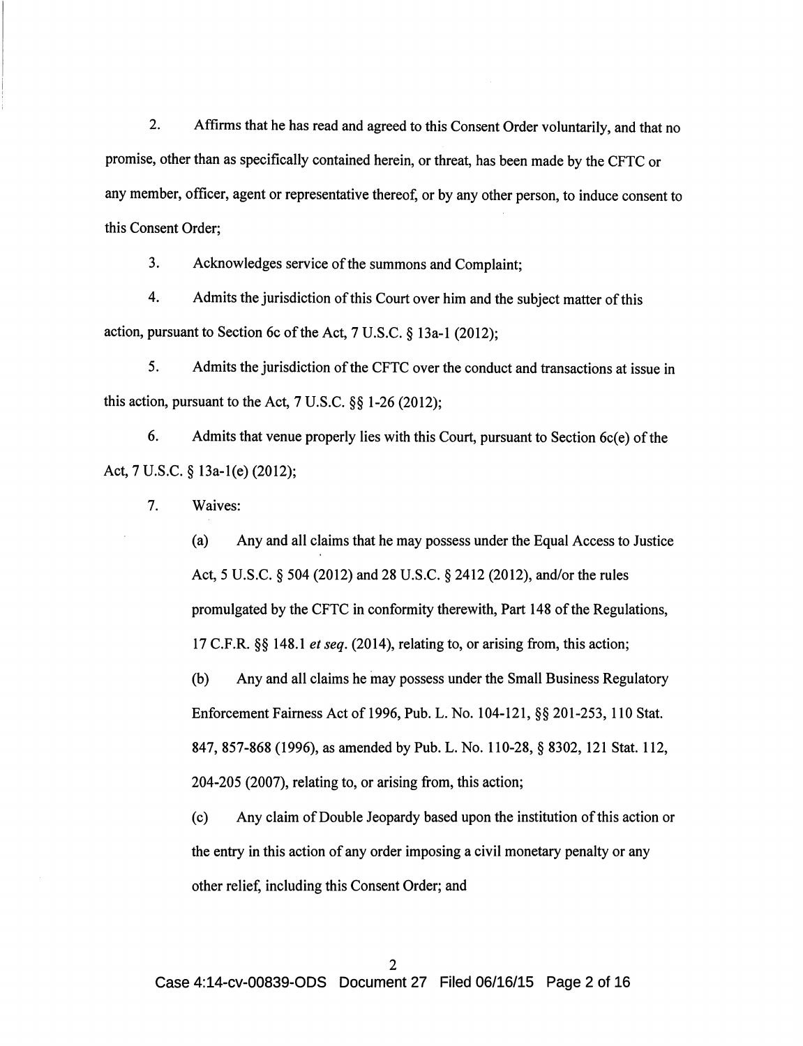2. Affirms that he has read and agreed to this Consent Order voluntarily, and that no promise, other than as specifically contained herein, or threat, has been made by the CFTC or any member, officer, agent or representative thereof, or by any other person, to induce consent to this Consent Order;

3. Acknowledges service of the summons and Complaint;

4. Admits the jurisdiction of this Court over him and the subject matter of this action, pursuant to Section 6c of the Act, 7 U.S.C. § 13a-1 (2012);

5. Admits the jurisdiction of the CFTC over the conduct and transactions at issue in this action, pursuant to the Act, 7 U.S.C. §§ 1-26 (2012);

6. Admits that venue properly lies with this Court, pursuant to Section 6c(e) of the Act, 7 U.S.C. § 13a-1(e) (2012);

7. Waives:

   (a) Any and all claims that he may possess under the Equal Access to Justice Act, 5 U.S.C. § 504 (2012) and 28 U.S.C. § 2412 (2012), and/or the rules promulgated by the CFTC in conformity therewith, Part 148 of the Regulations, 17 C.F.R. §§ 148.1 *et seq.* (2014), relating to, or arising from, this action;

   (b) Any and all claims he may possess under the Small Business Regulatory Enforcement Fairness Act of 1996, Pub. L. No. 104-121, §§ 201-253, 110 Stat. 847, 857-868 (1996), as amended by Pub. L. No. 110-28, § 8302, 121 Stat. 112, 204-205 (2007), relating to, or arising from, this action;

   (c) Any claim of Double Jeopardy based upon the institution of this action or the entry in this action of any order imposing a civil monetary penalty or any other relief, including this Consent Order; and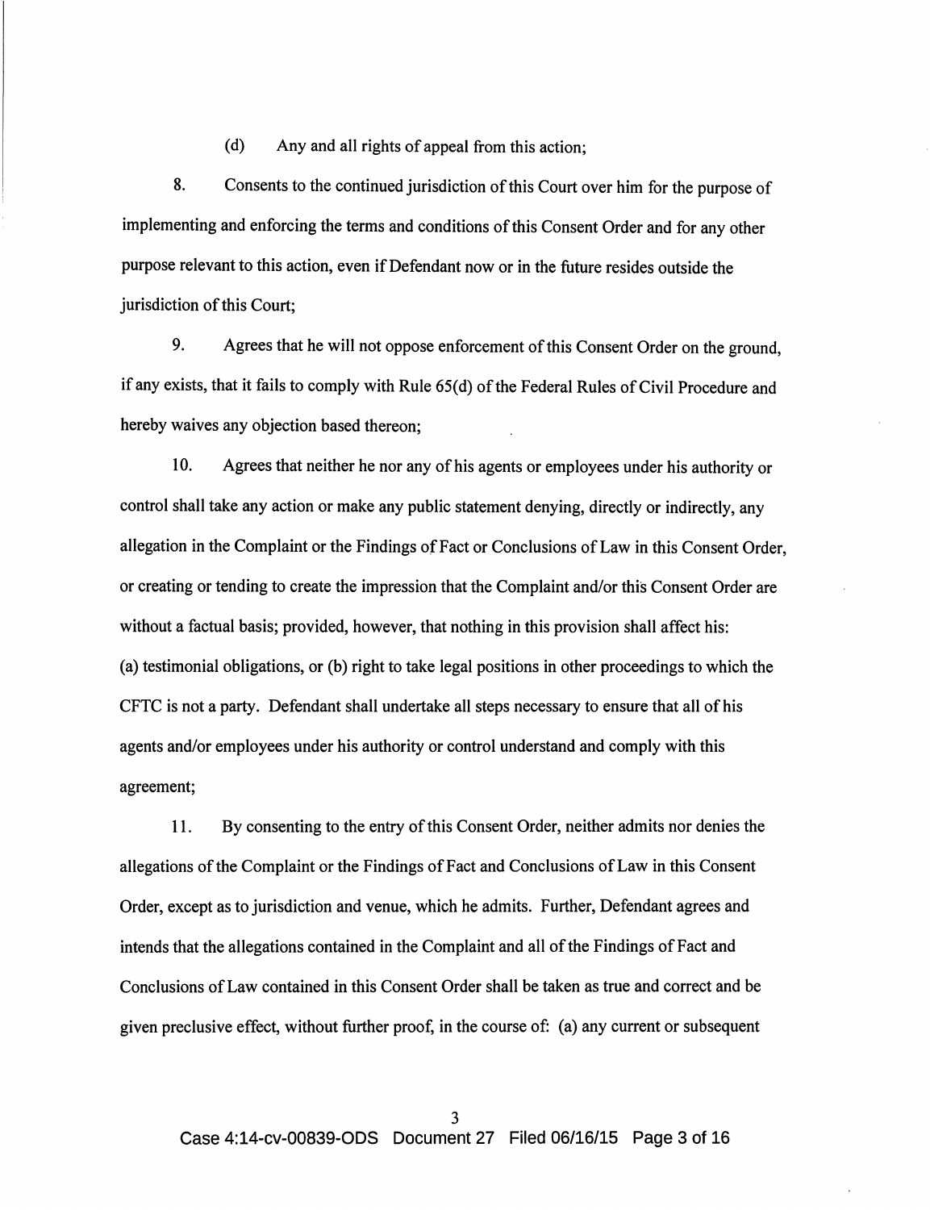(d) Any and all rights of appeal from this action;

8. Consents to the continued jurisdiction of this Court over him for the purpose of implementing and enforcing the terms and conditions of this Consent Order and for any other purpose relevant to this action, even if Defendant now or in the future resides outside the jurisdiction of this Court;

9. Agrees that he will not oppose enforcement of this Consent Order on the ground, if any exists, that it fails to comply with Rule 65(d) of the Federal Rules of Civil Procedure and hereby waives any objection based thereon;

10. Agrees that neither he nor any of his agents or employees under his authority or control shall take any action or make any public statement denying, directly or indirectly, any allegation in the Complaint or the Findings of Fact or Conclusions of Law in this Consent Order, or creating or tending to create the impression that the Complaint and/or this Consent Order are without a factual basis; provided, however, that nothing in this provision shall affect his: (a) testimonial obligations, or (b) right to take legal positions in other proceedings to which the CFTC is not a party. Defendant shall undertake all steps necessary to ensure that all of his agents and/or employees under his authority or control understand and comply with this agreement;

11. By consenting to the entry of this Consent Order, neither admits nor denies the allegations of the Complaint or the Findings of Fact and Conclusions of Law in this Consent Order, except as to jurisdiction and venue, which he admits. Further, Defendant agrees and intends that the allegations contained in the Complaint and all of the Findings of Fact and Conclusions of Law contained in this Consent Order shall be taken as true and correct and be given preclusive effect, without further proof, in the course of: (a) any current or subsequent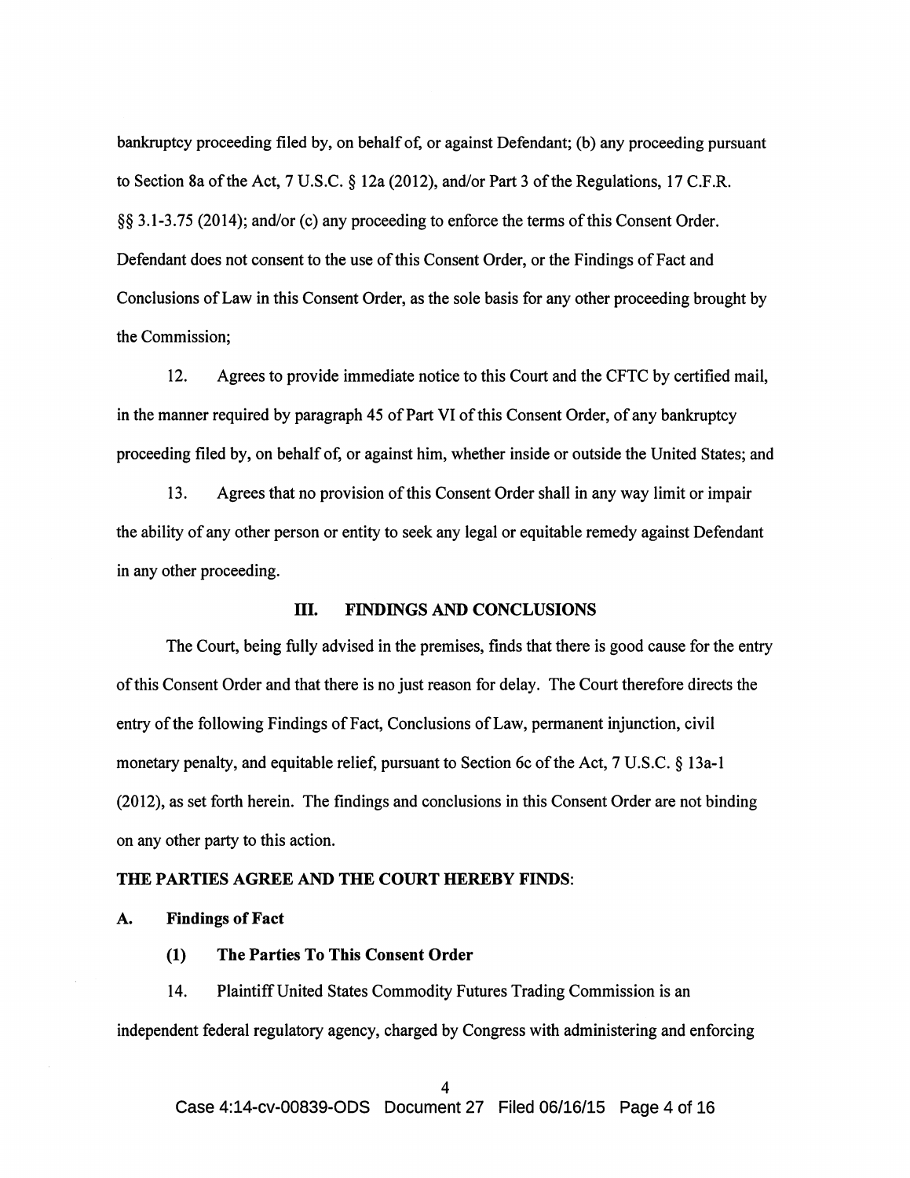bankruptcy proceeding filed by, on behalf of, or against Defendant; (b) any proceeding pursuant to Section 8a of the Act, 7 U.S.C. § 12a (2012), and/or Part 3 of the Regulations, 17 C.F.R. §§ 3.1-3.75 (2014); and/or (c) any proceeding to enforce the terms of this Consent Order. Defendant does not consent to the use of this Consent Order, or the Findings of Fact and Conclusions of Law in this Consent Order, as the sole basis for any other proceeding brought by the Commission;

12. Agrees to provide immediate notice to this Court and the CFTC by certified mail, in the manner required by paragraph 45 of Part VI of this Consent Order, of any bankruptcy proceeding filed by, on behalf of, or against him, whether inside or outside the United States; and

13. Agrees that no provision of this Consent Order shall in any way limit or impair the ability of any other person or entity to seek any legal or equitable remedy against Defendant in any other proceeding.

## III. FINDINGS AND CONCLUSIONS

The Court, being fully advised in the premises, finds that there is good cause for the entry of this Consent Order and that there is no just reason for delay. The Court therefore directs the entry of the following Findings of Fact, Conclusions of Law, permanent injunction, civil monetary penalty, and equitable relief, pursuant to Section 6c of the Act, 7 U.S.C. § 13a-1 (2012), as set forth herein. The findings and conclusions in this Consent Order are not binding on any other party to this action.

**THE PARTIES AGREE AND THE COURT HEREBY FINDS:**

### A. Findings of Fact

#### (1) The Parties To This Consent Order

14. Plaintiff United States Commodity Futures Trading Commission is an independent federal regulatory agency, charged by Congress with administering and enforcing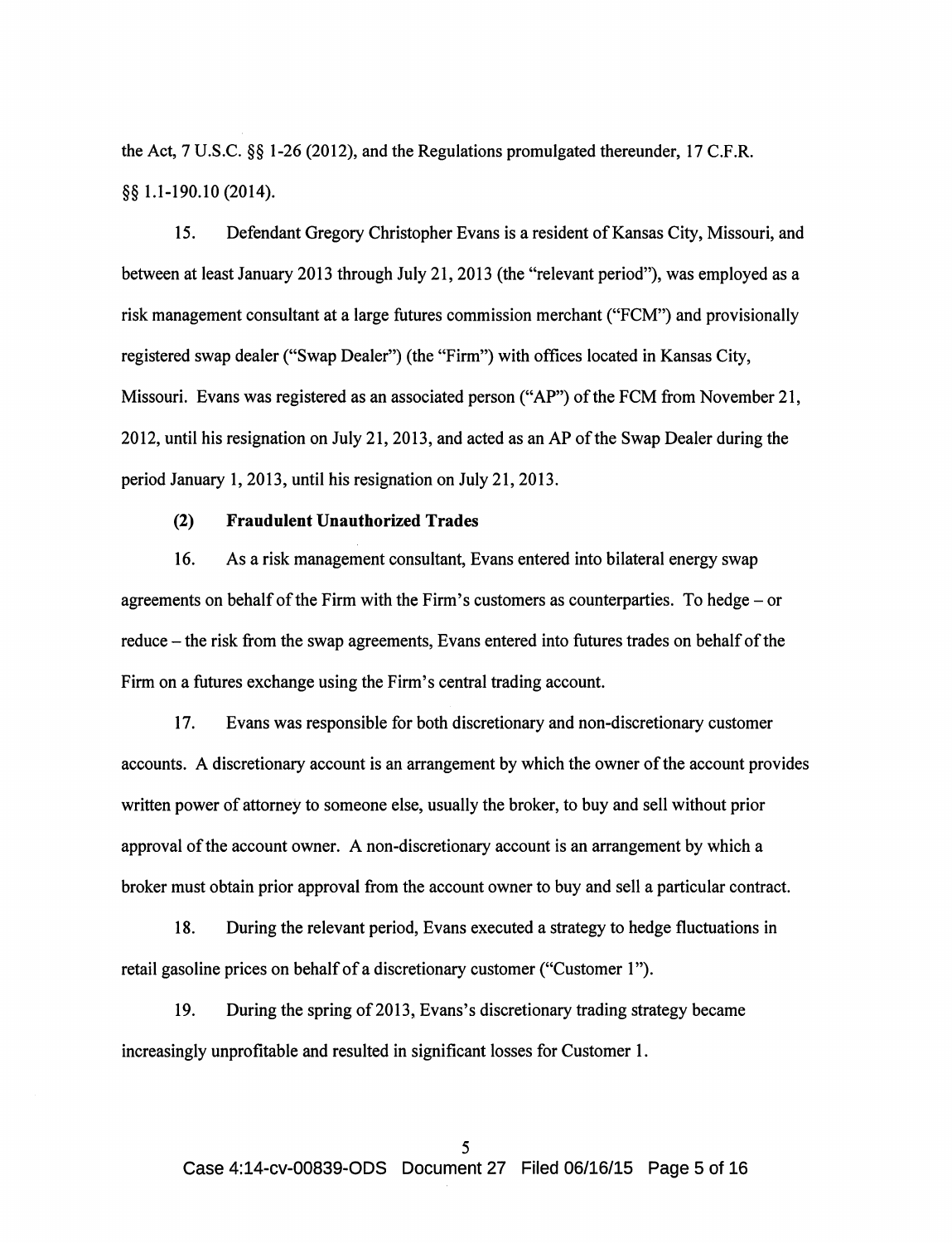the Act, 7 U.S.C. §§ 1-26 (2012), and the Regulations promulgated thereunder, 17 C.F.R. §§ 1.1-190.10 (2014).

15. Defendant Gregory Christopher Evans is a resident of Kansas City, Missouri, and between at least January 2013 through July 21, 2013 (the "relevant period"), was employed as a risk management consultant at a large futures commission merchant ("FCM") and provisionally registered swap dealer ("Swap Dealer") (the "Firm") with offices located in Kansas City, Missouri. Evans was registered as an associated person ("AP") of the FCM from November 21, 2012, until his resignation on July 21, 2013, and acted as an AP of the Swap Dealer during the period January 1, 2013, until his resignation on July 21, 2013.

### (2) Fraudulent Unauthorized Trades

16. As a risk management consultant, Evans entered into bilateral energy swap agreements on behalf of the Firm with the Firm's customers as counterparties. To hedge – or reduce – the risk from the swap agreements, Evans entered into futures trades on behalf of the Firm on a futures exchange using the Firm's central trading account.

17. Evans was responsible for both discretionary and non-discretionary customer accounts. A discretionary account is an arrangement by which the owner of the account provides written power of attorney to someone else, usually the broker, to buy and sell without prior approval of the account owner. A non-discretionary account is an arrangement by which a broker must obtain prior approval from the account owner to buy and sell a particular contract.

18. During the relevant period, Evans executed a strategy to hedge fluctuations in retail gasoline prices on behalf of a discretionary customer ("Customer 1").

19. During the spring of 2013, Evans's discretionary trading strategy became increasingly unprofitable and resulted in significant losses for Customer 1.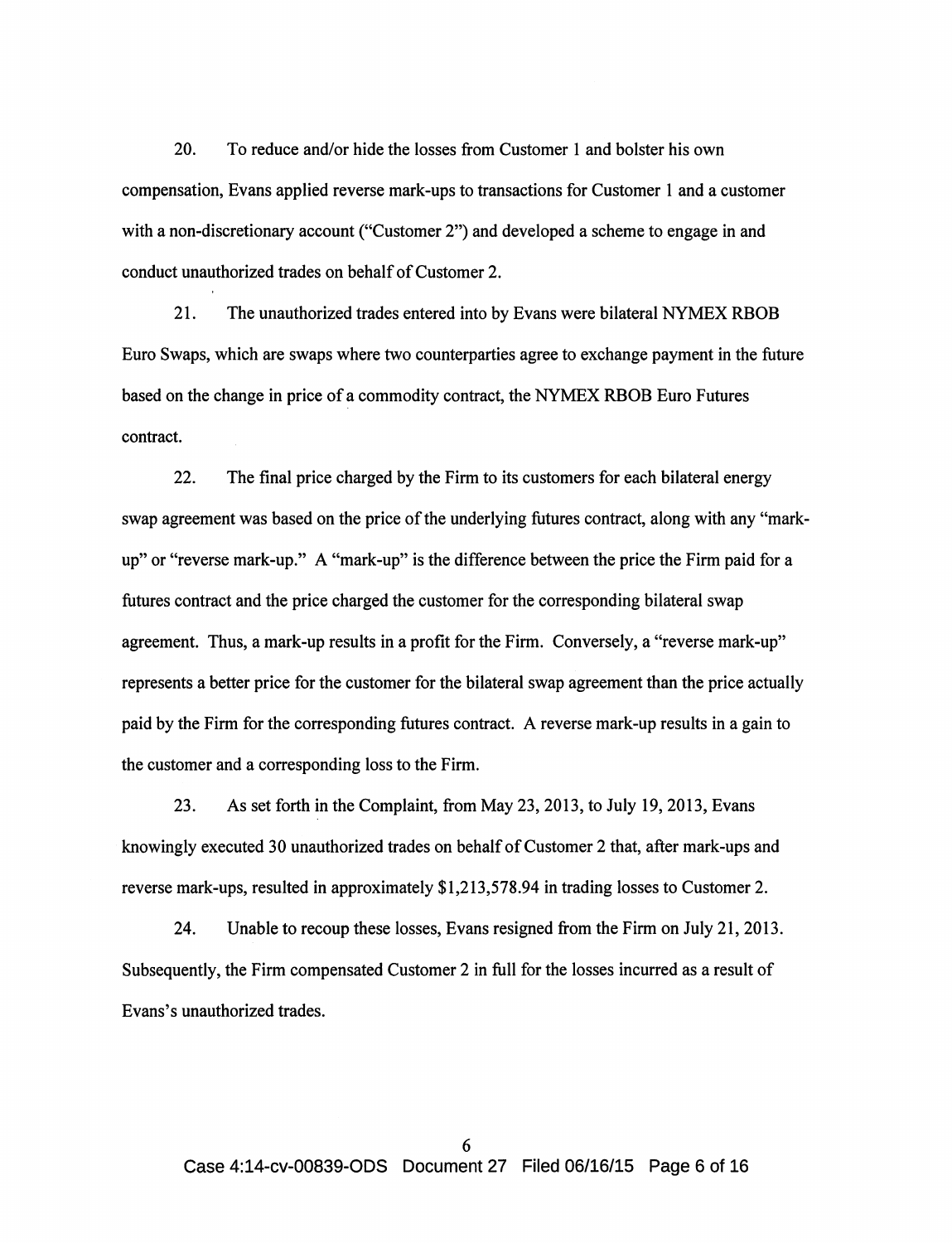20. To reduce and/or hide the losses from Customer 1 and bolster his own compensation, Evans applied reverse mark-ups to transactions for Customer 1 and a customer with a non-discretionary account ("Customer 2") and developed a scheme to engage in and conduct unauthorized trades on behalf of Customer 2.

21. The unauthorized trades entered into by Evans were bilateral NYMEX RBOB Euro Swaps, which are swaps where two counterparties agree to exchange payment in the future based on the change in price of a commodity contract, the NYMEX RBOB Euro Futures contract.

22. The final price charged by the Firm to its customers for each bilateral energy swap agreement was based on the price of the underlying futures contract, along with any "mark-up" or "reverse mark-up." A "mark-up" is the difference between the price the Firm paid for a futures contract and the price charged the customer for the corresponding bilateral swap agreement. Thus, a mark-up results in a profit for the Firm. Conversely, a "reverse mark-up" represents a better price for the customer for the bilateral swap agreement than the price actually paid by the Firm for the corresponding futures contract. A reverse mark-up results in a gain to the customer and a corresponding loss to the Firm.

23. As set forth in the Complaint, from May 23, 2013, to July 19, 2013, Evans knowingly executed 30 unauthorized trades on behalf of Customer 2 that, after mark-ups and reverse mark-ups, resulted in approximately $1,213,578.94 in trading losses to Customer 2.

24. Unable to recoup these losses, Evans resigned from the Firm on July 21, 2013. Subsequently, the Firm compensated Customer 2 in full for the losses incurred as a result of Evans's unauthorized trades.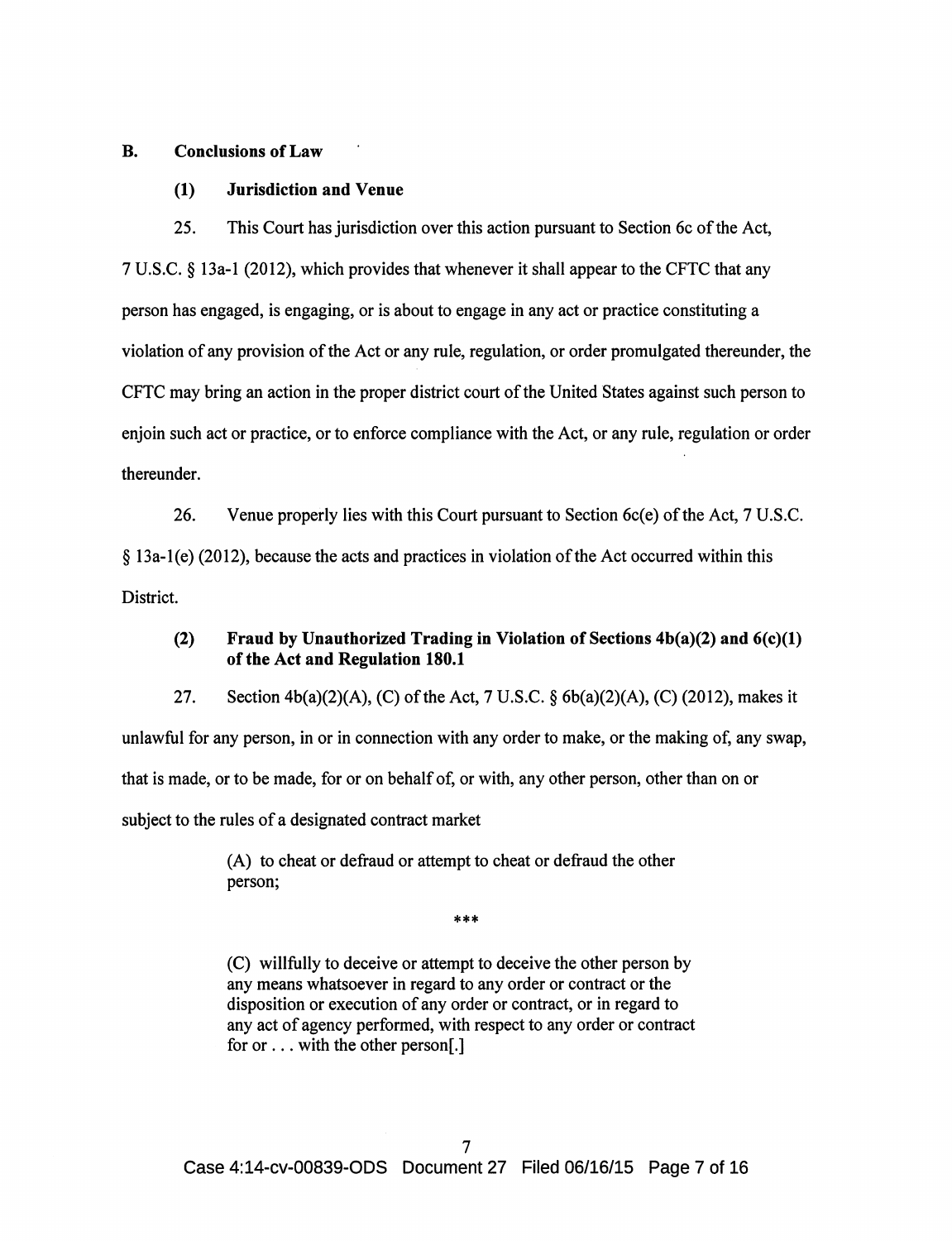## B. Conclusions of Law

### (1) Jurisdiction and Venue

25. This Court has jurisdiction over this action pursuant to Section 6c of the Act, 7 U.S.C. § 13a-1 (2012), which provides that whenever it shall appear to the CFTC that any person has engaged, is engaging, or is about to engage in any act or practice constituting a violation of any provision of the Act or any rule, regulation, or order promulgated thereunder, the CFTC may bring an action in the proper district court of the United States against such person to enjoin such act or practice, or to enforce compliance with the Act, or any rule, regulation or order thereunder.

26. Venue properly lies with this Court pursuant to Section 6c(e) of the Act, 7 U.S.C. § 13a-1(e) (2012), because the acts and practices in violation of the Act occurred within this District.

### (2) Fraud by Unauthorized Trading in Violation of Sections 4b(a)(2) and 6(c)(1) of the Act and Regulation 180.1

27. Section 4b(a)(2)(A), (C) of the Act, 7 U.S.C. § 6b(a)(2)(A), (C) (2012), makes it unlawful for any person, in or in connection with any order to make, or the making of, any swap, that is made, or to be made, for or on behalf of, or with, any other person, other than on or subject to the rules of a designated contract market

> (A) to cheat or defraud or attempt to cheat or defraud the other person;
>
> ***
>
> (C) willfully to deceive or attempt to deceive the other person by any means whatsoever in regard to any order or contract or the disposition or execution of any order or contract, or in regard to any act of agency performed, with respect to any order or contract for or . . . with the other person[.]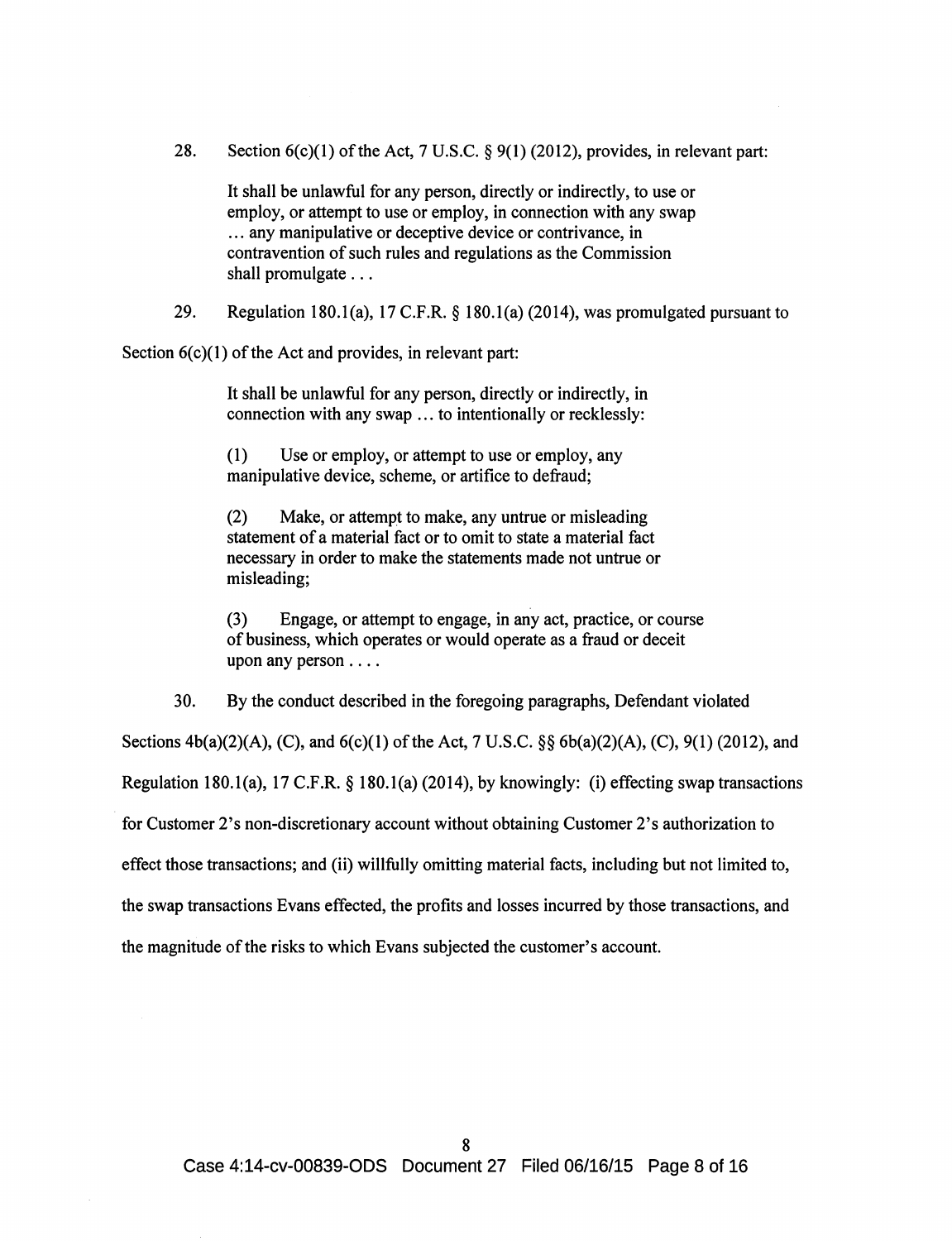28. Section 6(c)(1) of the Act, 7 U.S.C. § 9(1) (2012), provides, in relevant part:

> It shall be unlawful for any person, directly or indirectly, to use or employ, or attempt to use or employ, in connection with any swap ... any manipulative or deceptive device or contrivance, in contravention of such rules and regulations as the Commission shall promulgate . . .

29. Regulation 180.1(a), 17 C.F.R. § 180.1(a) (2014), was promulgated pursuant to Section 6(c)(1) of the Act and provides, in relevant part:

> It shall be unlawful for any person, directly or indirectly, in connection with any swap ... to intentionally or recklessly:
>
> (1) Use or employ, or attempt to use or employ, any manipulative device, scheme, or artifice to defraud;
>
> (2) Make, or attempt to make, any untrue or misleading statement of a material fact or to omit to state a material fact necessary in order to make the statements made not untrue or misleading;
>
> (3) Engage, or attempt to engage, in any act, practice, or course of business, which operates or would operate as a fraud or deceit upon any person . . . .

30. By the conduct described in the foregoing paragraphs, Defendant violated Sections 4b(a)(2)(A), (C), and 6(c)(1) of the Act, 7 U.S.C. §§ 6b(a)(2)(A), (C), 9(1) (2012), and Regulation 180.1(a), 17 C.F.R. § 180.1(a) (2014), by knowingly: (i) effecting swap transactions for Customer 2's non-discretionary account without obtaining Customer 2's authorization to effect those transactions; and (ii) willfully omitting material facts, including but not limited to, the swap transactions Evans effected, the profits and losses incurred by those transactions, and the magnitude of the risks to which Evans subjected the customer's account.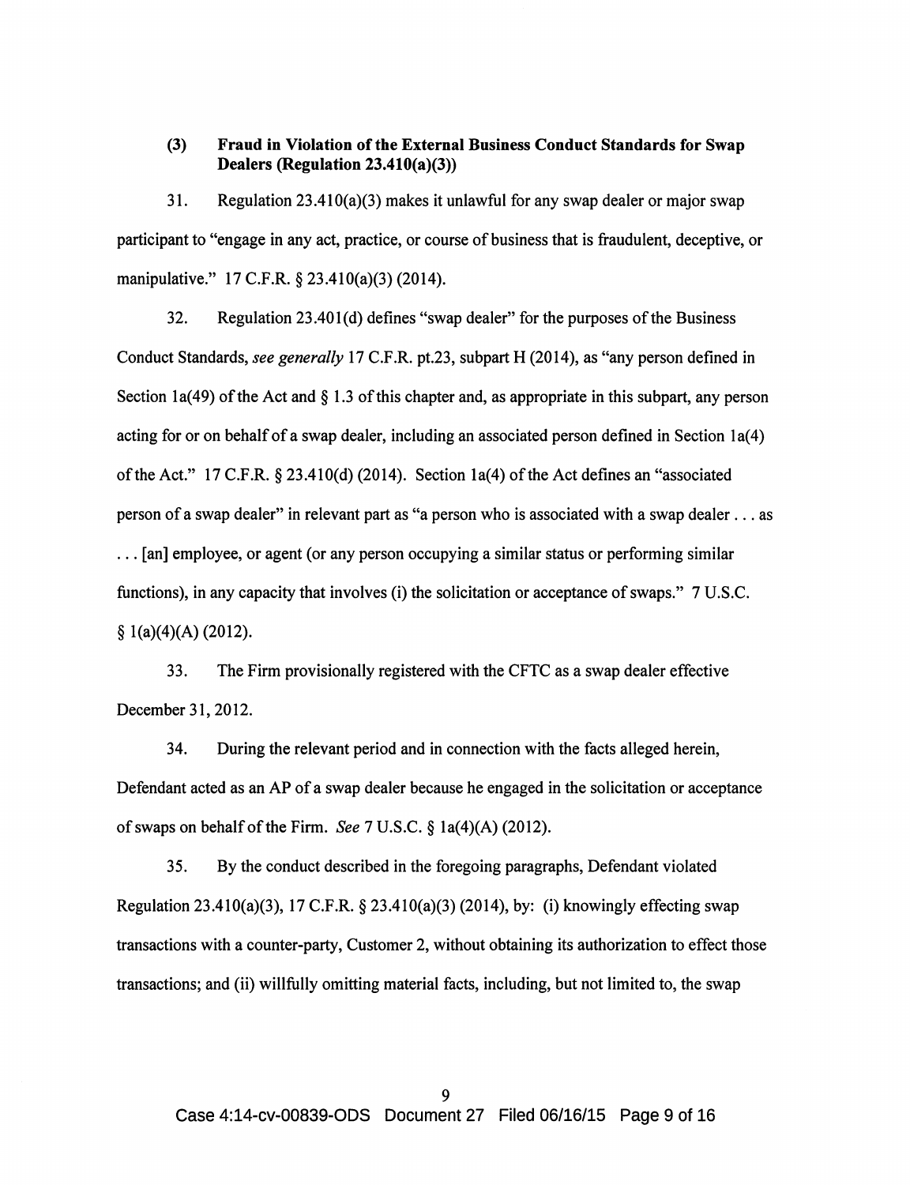### (3) Fraud in Violation of the External Business Conduct Standards for Swap Dealers (Regulation 23.410(a)(3))

31. Regulation 23.410(a)(3) makes it unlawful for any swap dealer or major swap participant to "engage in any act, practice, or course of business that is fraudulent, deceptive, or manipulative." 17 C.F.R. § 23.410(a)(3) (2014).

32. Regulation 23.401(d) defines "swap dealer" for the purposes of the Business Conduct Standards, *see generally* 17 C.F.R. pt.23, subpart H (2014), as "any person defined in Section 1a(49) of the Act and § 1.3 of this chapter and, as appropriate in this subpart, any person acting for or on behalf of a swap dealer, including an associated person defined in Section 1a(4) of the Act." 17 C.F.R. § 23.410(d) (2014). Section 1a(4) of the Act defines an "associated person of a swap dealer" in relevant part as "a person who is associated with a swap dealer . . . as . . . [an] employee, or agent (or any person occupying a similar status or performing similar functions), in any capacity that involves (i) the solicitation or acceptance of swaps." 7 U.S.C. § 1(a)(4)(A) (2012).

33. The Firm provisionally registered with the CFTC as a swap dealer effective December 31, 2012.

34. During the relevant period and in connection with the facts alleged herein, Defendant acted as an AP of a swap dealer because he engaged in the solicitation or acceptance of swaps on behalf of the Firm. *See* 7 U.S.C. § 1a(4)(A) (2012).

35. By the conduct described in the foregoing paragraphs, Defendant violated Regulation 23.410(a)(3), 17 C.F.R. § 23.410(a)(3) (2014), by: (i) knowingly effecting swap transactions with a counter-party, Customer 2, without obtaining its authorization to effect those transactions; and (ii) willfully omitting material facts, including, but not limited to, the swap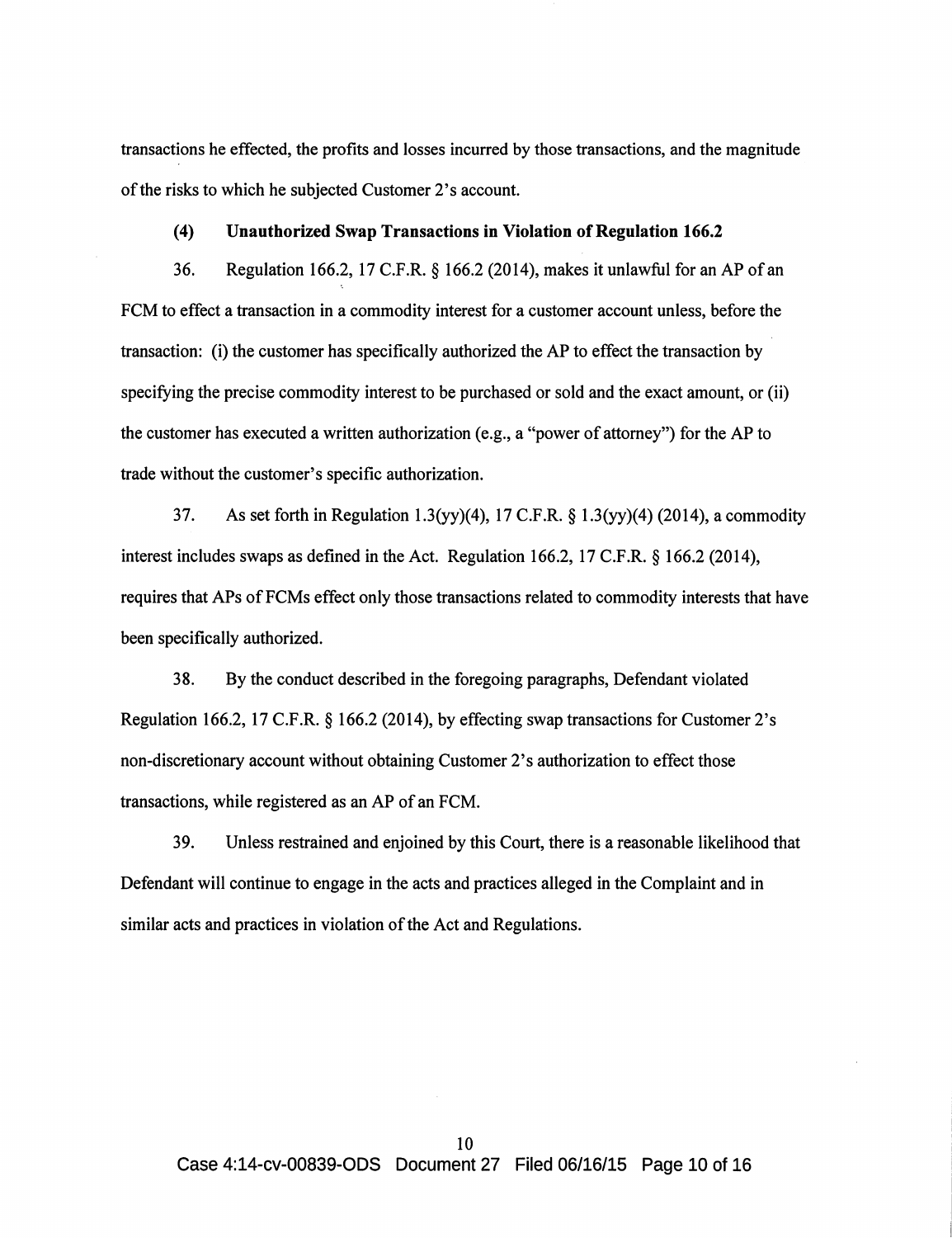transactions he effected, the profits and losses incurred by those transactions, and the magnitude of the risks to which he subjected Customer 2's account.

### (4) Unauthorized Swap Transactions in Violation of Regulation 166.2

36. Regulation 166.2, 17 C.F.R. § 166.2 (2014), makes it unlawful for an AP of an FCM to effect a transaction in a commodity interest for a customer account unless, before the transaction: (i) the customer has specifically authorized the AP to effect the transaction by specifying the precise commodity interest to be purchased or sold and the exact amount, or (ii) the customer has executed a written authorization (e.g., a "power of attorney") for the AP to trade without the customer's specific authorization.

37. As set forth in Regulation 1.3(yy)(4), 17 C.F.R. § 1.3(yy)(4) (2014), a commodity interest includes swaps as defined in the Act. Regulation 166.2, 17 C.F.R. § 166.2 (2014), requires that APs of FCMs effect only those transactions related to commodity interests that have been specifically authorized.

38. By the conduct described in the foregoing paragraphs, Defendant violated Regulation 166.2, 17 C.F.R. § 166.2 (2014), by effecting swap transactions for Customer 2's non-discretionary account without obtaining Customer 2's authorization to effect those transactions, while registered as an AP of an FCM.

39. Unless restrained and enjoined by this Court, there is a reasonable likelihood that Defendant will continue to engage in the acts and practices alleged in the Complaint and in similar acts and practices in violation of the Act and Regulations.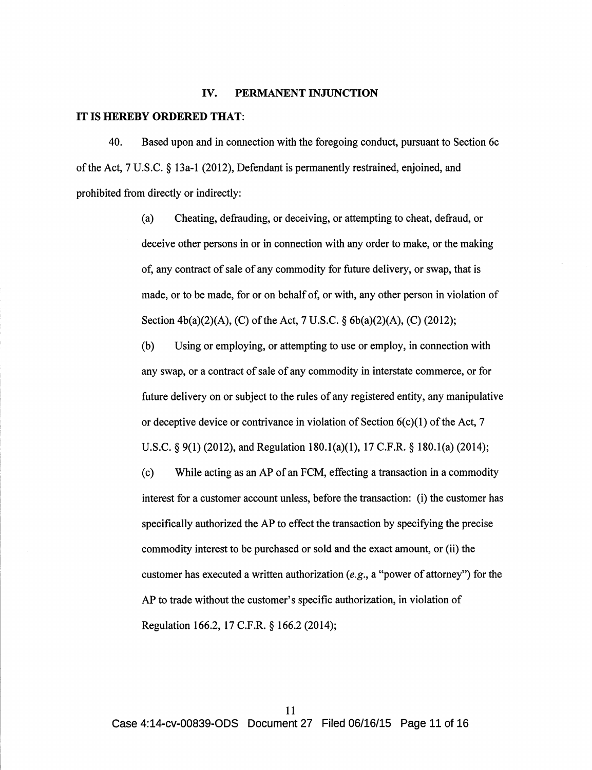## IV. PERMANENT INJUNCTION

**IT IS HEREBY ORDERED THAT:**

40. Based upon and in connection with the foregoing conduct, pursuant to Section 6c of the Act, 7 U.S.C. § 13a-1 (2012), Defendant is permanently restrained, enjoined, and prohibited from directly or indirectly:

(a) Cheating, defrauding, or deceiving, or attempting to cheat, defraud, or deceive other persons in or in connection with any order to make, or the making of, any contract of sale of any commodity for future delivery, or swap, that is made, or to be made, for or on behalf of, or with, any other person in violation of Section 4b(a)(2)(A), (C) of the Act, 7 U.S.C. § 6b(a)(2)(A), (C) (2012);

(b) Using or employing, or attempting to use or employ, in connection with any swap, or a contract of sale of any commodity in interstate commerce, or for future delivery on or subject to the rules of any registered entity, any manipulative or deceptive device or contrivance in violation of Section 6(c)(1) of the Act, 7 U.S.C. § 9(1) (2012), and Regulation 180.1(a)(1), 17 C.F.R. § 180.1(a) (2014);

(c) While acting as an AP of an FCM, effecting a transaction in a commodity interest for a customer account unless, before the transaction: (i) the customer has specifically authorized the AP to effect the transaction by specifying the precise commodity interest to be purchased or sold and the exact amount, or (ii) the customer has executed a written authorization (*e.g.*, a "power of attorney") for the AP to trade without the customer's specific authorization, in violation of Regulation 166.2, 17 C.F.R. § 166.2 (2014);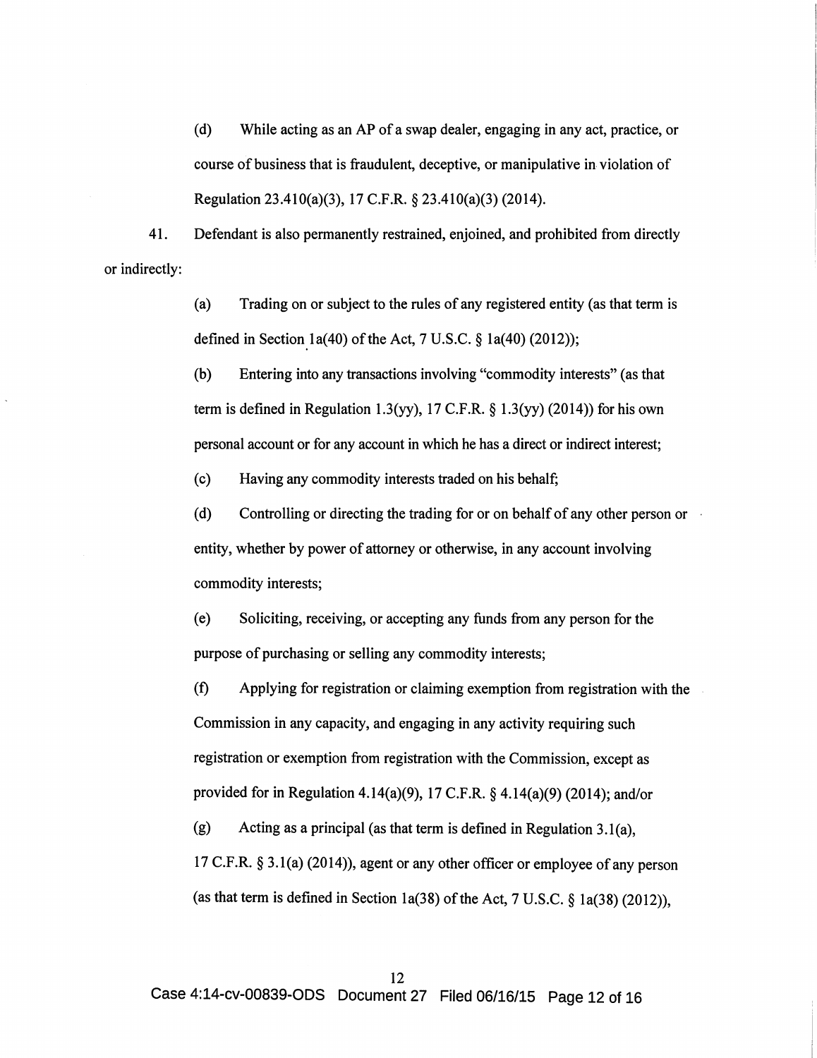(d) While acting as an AP of a swap dealer, engaging in any act, practice, or course of business that is fraudulent, deceptive, or manipulative in violation of Regulation 23.410(a)(3), 17 C.F.R. § 23.410(a)(3) (2014).

41. Defendant is also permanently restrained, enjoined, and prohibited from directly or indirectly:

(a) Trading on or subject to the rules of any registered entity (as that term is defined in Section 1a(40) of the Act, 7 U.S.C. § 1a(40) (2012));

(b) Entering into any transactions involving "commodity interests" (as that term is defined in Regulation 1.3(yy), 17 C.F.R. § 1.3(yy) (2014)) for his own personal account or for any account in which he has a direct or indirect interest;

(c) Having any commodity interests traded on his behalf;

(d) Controlling or directing the trading for or on behalf of any other person or entity, whether by power of attorney or otherwise, in any account involving commodity interests;

(e) Soliciting, receiving, or accepting any funds from any person for the purpose of purchasing or selling any commodity interests;

(f) Applying for registration or claiming exemption from registration with the Commission in any capacity, and engaging in any activity requiring such registration or exemption from registration with the Commission, except as provided for in Regulation 4.14(a)(9), 17 C.F.R. § 4.14(a)(9) (2014); and/or

(g) Acting as a principal (as that term is defined in Regulation 3.1(a), 17 C.F.R. § 3.1(a) (2014)), agent or any other officer or employee of any person (as that term is defined in Section 1a(38) of the Act, 7 U.S.C. § 1a(38) (2012)),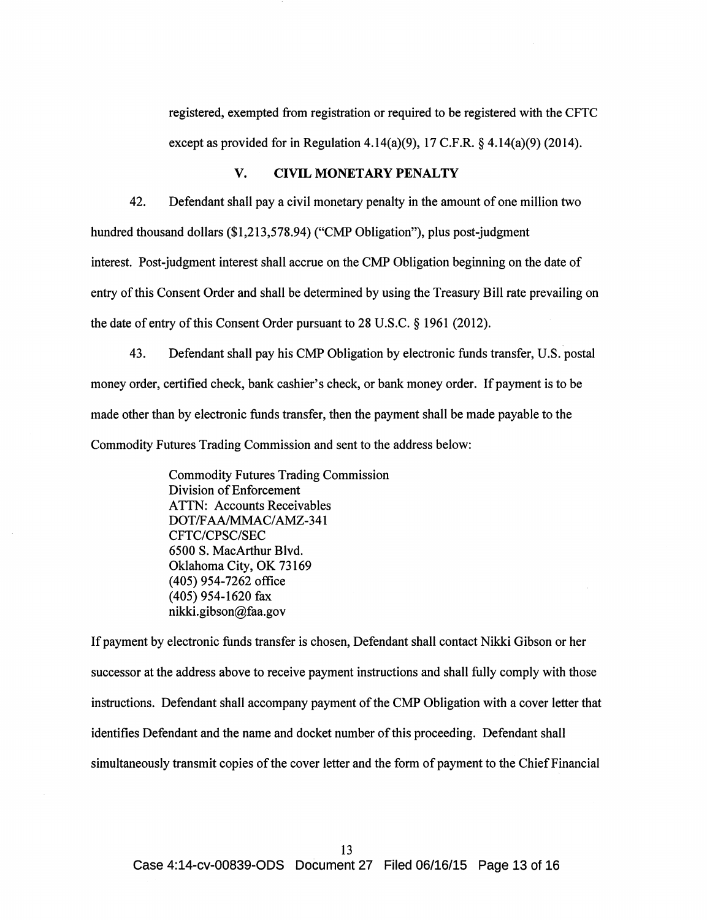registered, exempted from registration or required to be registered with the CFTC except as provided for in Regulation 4.14(a)(9), 17 C.F.R. § 4.14(a)(9) (2014).

## V. CIVIL MONETARY PENALTY

42. Defendant shall pay a civil monetary penalty in the amount of one million two hundred thousand dollars ($1,213,578.94) ("CMP Obligation"), plus post-judgment interest. Post-judgment interest shall accrue on the CMP Obligation beginning on the date of entry of this Consent Order and shall be determined by using the Treasury Bill rate prevailing on the date of entry of this Consent Order pursuant to 28 U.S.C. § 1961 (2012).

43. Defendant shall pay his CMP Obligation by electronic funds transfer, U.S. postal money order, certified check, bank cashier's check, or bank money order. If payment is to be made other than by electronic funds transfer, then the payment shall be made payable to the Commodity Futures Trading Commission and sent to the address below:

> Commodity Futures Trading Commission
> Division of Enforcement
> ATTN: Accounts Receivables
> DOT/FAA/MMAC/AMZ-341
> CFTC/CPSC/SEC
> 6500 S. MacArthur Blvd.
> Oklahoma City, OK 73169
> (405) 954-7262 office
> (405) 954-1620 fax
> nikki.gibson@faa.gov

If payment by electronic funds transfer is chosen, Defendant shall contact Nikki Gibson or her successor at the address above to receive payment instructions and shall fully comply with those instructions. Defendant shall accompany payment of the CMP Obligation with a cover letter that identifies Defendant and the name and docket number of this proceeding. Defendant shall simultaneously transmit copies of the cover letter and the form of payment to the Chief Financial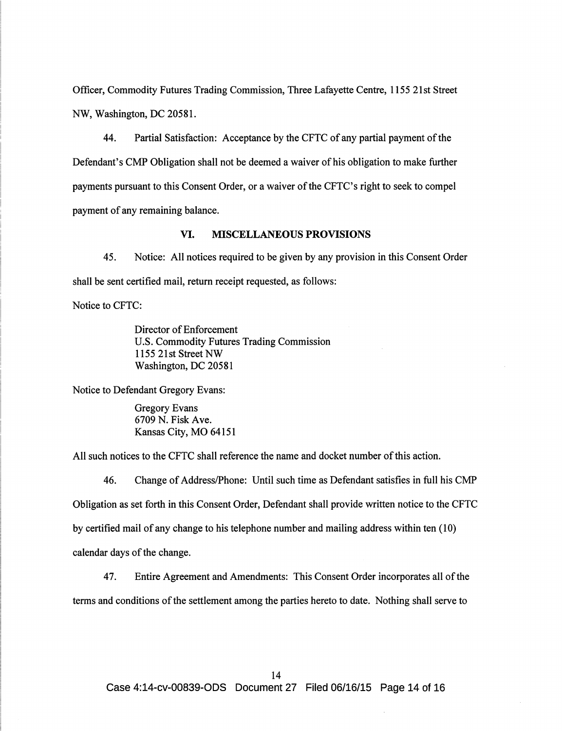Officer, Commodity Futures Trading Commission, Three Lafayette Centre, 1155 21st Street NW, Washington, DC 20581.

44. Partial Satisfaction: Acceptance by the CFTC of any partial payment of the Defendant's CMP Obligation shall not be deemed a waiver of his obligation to make further payments pursuant to this Consent Order, or a waiver of the CFTC's right to seek to compel payment of any remaining balance.

## VI. MISCELLANEOUS PROVISIONS

45. Notice: All notices required to be given by any provision in this Consent Order shall be sent certified mail, return receipt requested, as follows:

Notice to CFTC:

> Director of Enforcement
> U.S. Commodity Futures Trading Commission
> 1155 21st Street NW
> Washington, DC 20581

Notice to Defendant Gregory Evans:

> Gregory Evans
> 6709 N. Fisk Ave.
> Kansas City, MO 64151

All such notices to the CFTC shall reference the name and docket number of this action.

46. Change of Address/Phone: Until such time as Defendant satisfies in full his CMP Obligation as set forth in this Consent Order, Defendant shall provide written notice to the CFTC by certified mail of any change to his telephone number and mailing address within ten (10) calendar days of the change.

47. Entire Agreement and Amendments: This Consent Order incorporates all of the terms and conditions of the settlement among the parties hereto to date. Nothing shall serve to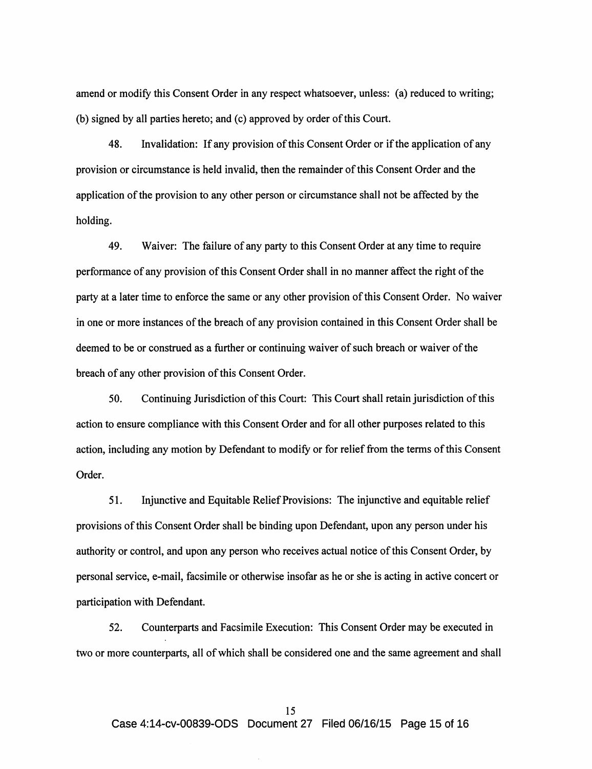amend or modify this Consent Order in any respect whatsoever, unless: (a) reduced to writing; (b) signed by all parties hereto; and (c) approved by order of this Court.

48. Invalidation: If any provision of this Consent Order or if the application of any provision or circumstance is held invalid, then the remainder of this Consent Order and the application of the provision to any other person or circumstance shall not be affected by the holding.

49. Waiver: The failure of any party to this Consent Order at any time to require performance of any provision of this Consent Order shall in no manner affect the right of the party at a later time to enforce the same or any other provision of this Consent Order. No waiver in one or more instances of the breach of any provision contained in this Consent Order shall be deemed to be or construed as a further or continuing waiver of such breach or waiver of the breach of any other provision of this Consent Order.

50. Continuing Jurisdiction of this Court: This Court shall retain jurisdiction of this action to ensure compliance with this Consent Order and for all other purposes related to this action, including any motion by Defendant to modify or for relief from the terms of this Consent Order.

51. Injunctive and Equitable Relief Provisions: The injunctive and equitable relief provisions of this Consent Order shall be binding upon Defendant, upon any person under his authority or control, and upon any person who receives actual notice of this Consent Order, by personal service, e-mail, facsimile or otherwise insofar as he or she is acting in active concert or participation with Defendant.

52. Counterparts and Facsimile Execution: This Consent Order may be executed in two or more counterparts, all of which shall be considered one and the same agreement and shall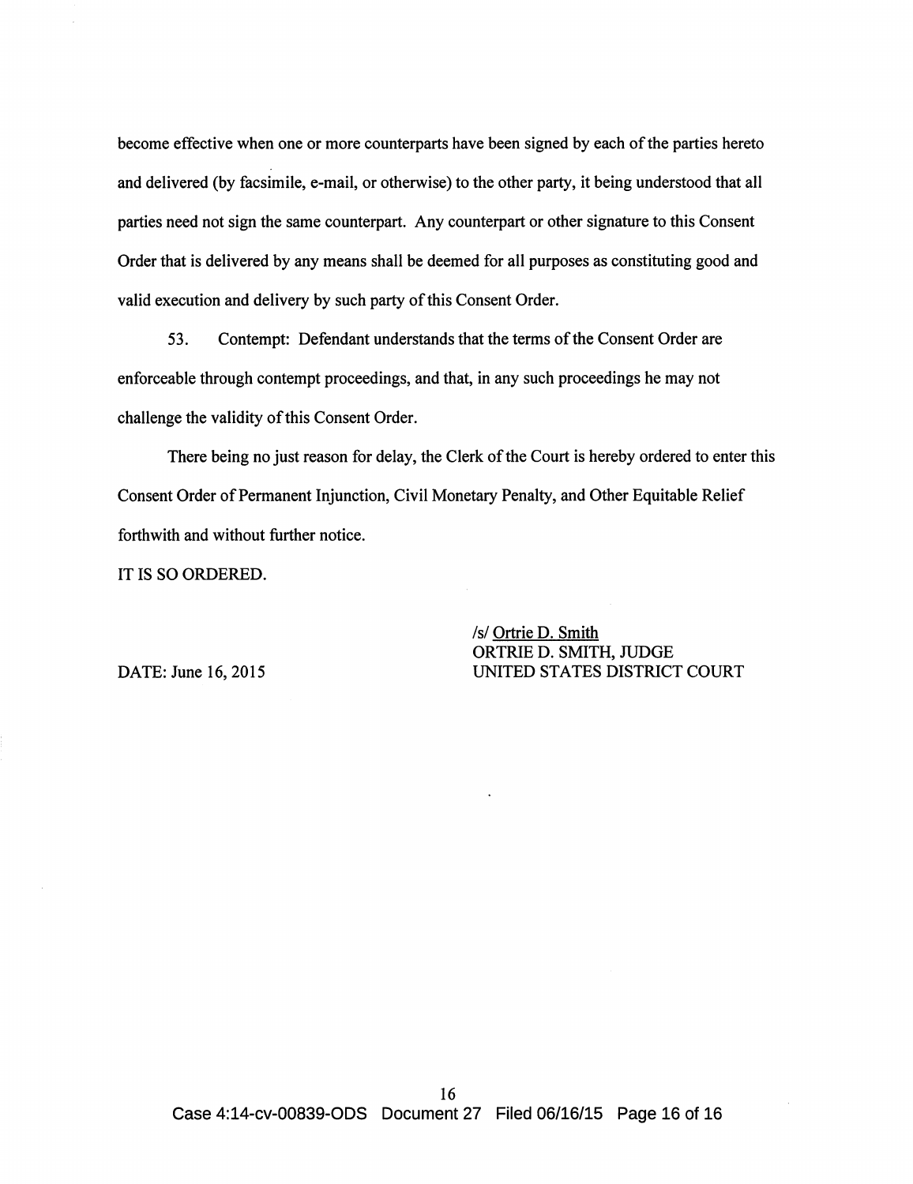become effective when one or more counterparts have been signed by each of the parties hereto and delivered (by facsimile, e-mail, or otherwise) to the other party, it being understood that all parties need not sign the same counterpart. Any counterpart or other signature to this Consent Order that is delivered by any means shall be deemed for all purposes as constituting good and valid execution and delivery by such party of this Consent Order.

53. Contempt: Defendant understands that the terms of the Consent Order are enforceable through contempt proceedings, and that, in any such proceedings he may not challenge the validity of this Consent Order.

There being no just reason for delay, the Clerk of the Court is hereby ordered to enter this Consent Order of Permanent Injunction, Civil Monetary Penalty, and Other Equitable Relief forthwith and without further notice.

IT IS SO ORDERED.

/s/ Ortrie D. Smith
ORTRIE D. SMITH, JUDGE
UNITED STATES DISTRICT COURT

DATE: June 16, 2015